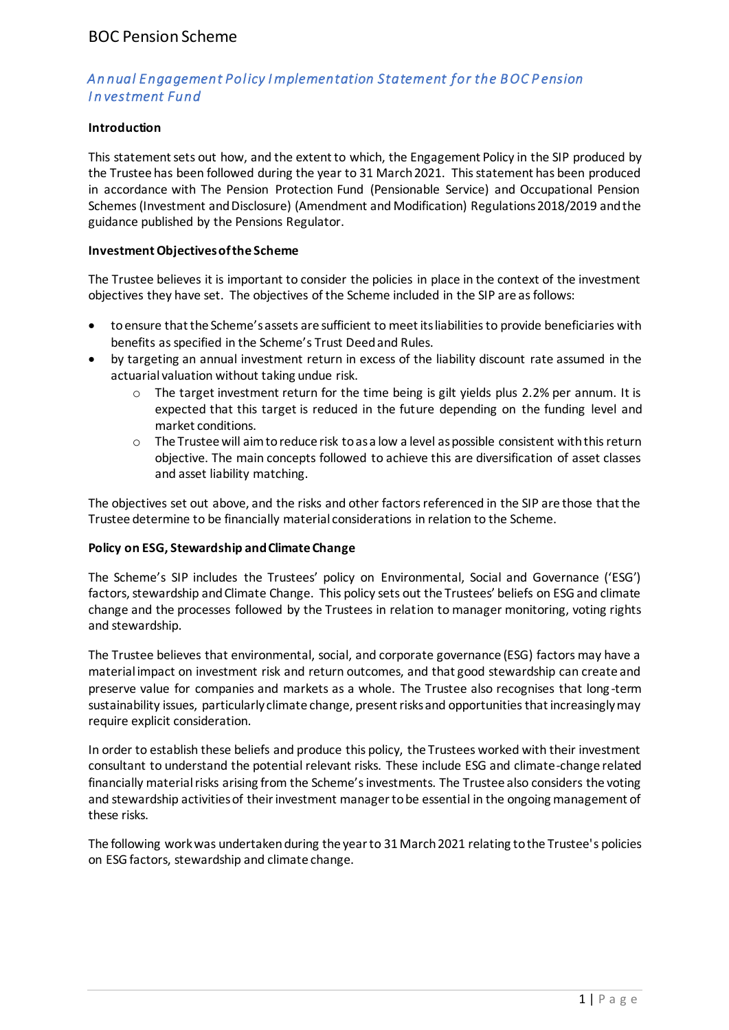## *Annual Engagement Policy Implementation Statement for the BOC Pension Investment Fund*

**Introduction**

This statement sets out how, and the extent to which, the Engagement Policy in the SIP produced by the Trustee has been followed during the year to 31 March 2021. This statement has been produced in accordance with The Pension Protection Fund (Pensionable Service) and Occupational Pension Schemes (Investment and Disclosure) (Amendment and Modification) Regulations 2018/2019 and the guidance published by the Pensions Regulator.

**Investment Objectives of the Scheme**

The Trustee believes it is important to consider the policies in place in the context of the investment objectives they have set. The objectives of the Scheme included in the SIP are as follows:

- to ensure that the Scheme's assets are sufficient to meet its liabilities to provide beneficiaries with benefits as specified in the Scheme's Trust Deed and Rules.
- by targeting an annual investment return in excess of the liability discount rate assumed in the actuarial valuation without taking undue risk.
  - The target investment return for the time being is gilt yields plus 2.2% per annum. It is expected that this target is reduced in the future depending on the funding level and market conditions.
  - The Trustee will aim to reduce risk to as a low a level as possible consistent with this return objective. The main concepts followed to achieve this are diversification of asset classes and asset liability matching.

The objectives set out above, and the risks and other factors referenced in the SIP are those that the Trustee determine to be financially material considerations in relation to the Scheme.

**Policy on ESG, Stewardship and Climate Change**

The Scheme's SIP includes the Trustees' policy on Environmental, Social and Governance ('ESG') factors, stewardship and Climate Change. This policy sets out the Trustees' beliefs on ESG and climate change and the processes followed by the Trustees in relation to manager monitoring, voting rights and stewardship.

The Trustee believes that environmental, social, and corporate governance (ESG) factors may have a material impact on investment risk and return outcomes, and that good stewardship can create and preserve value for companies and markets as a whole. The Trustee also recognises that long-term sustainability issues, particularly climate change, present risks and opportunities that increasingly may require explicit consideration.

In order to establish these beliefs and produce this policy, the Trustees worked with their investment consultant to understand the potential relevant risks. These include ESG and climate-change related financially material risks arising from the Scheme's investments. The Trustee also considers the voting and stewardship activities of their investment manager to be essential in the ongoing management of these risks.

The following work was undertaken during the year to 31 March 2021 relating to the Trustee's policies on ESG factors, stewardship and climate change.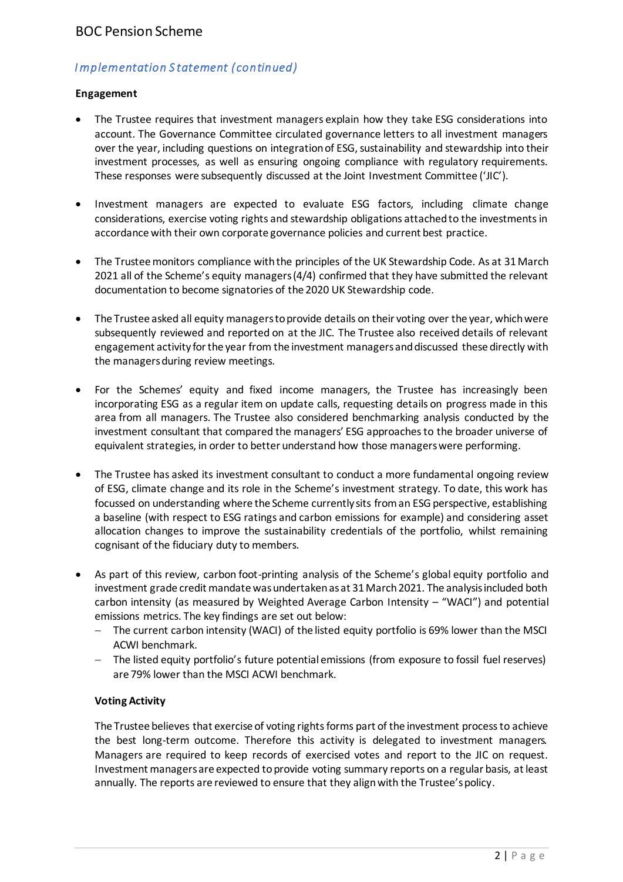## *Implementation Statement (continued)*

### Engagement

- The Trustee requires that investment managers explain how they take ESG considerations into account. The Governance Committee circulated governance letters to all investment managers over the year, including questions on integration of ESG, sustainability and stewardship into their investment processes, as well as ensuring ongoing compliance with regulatory requirements. These responses were subsequently discussed at the Joint Investment Committee ('JIC').

- Investment managers are expected to evaluate ESG factors, including climate change considerations, exercise voting rights and stewardship obligations attached to the investments in accordance with their own corporate governance policies and current best practice.

- The Trustee monitors compliance with the principles of the UK Stewardship Code. As at 31 March 2021 all of the Scheme's equity managers (4/4) confirmed that they have submitted the relevant documentation to become signatories of the 2020 UK Stewardship code.

- The Trustee asked all equity managers to provide details on their voting over the year, which were subsequently reviewed and reported on at the JIC. The Trustee also received details of relevant engagement activity for the year from the investment managers and discussed these directly with the managers during review meetings.

- For the Schemes' equity and fixed income managers, the Trustee has increasingly been incorporating ESG as a regular item on update calls, requesting details on progress made in this area from all managers. The Trustee also considered benchmarking analysis conducted by the investment consultant that compared the managers' ESG approaches to the broader universe of equivalent strategies, in order to better understand how those managers were performing.

- The Trustee has asked its investment consultant to conduct a more fundamental ongoing review of ESG, climate change and its role in the Scheme's investment strategy. To date, this work has focussed on understanding where the Scheme currently sits from an ESG perspective, establishing a baseline (with respect to ESG ratings and carbon emissions for example) and considering asset allocation changes to improve the sustainability credentials of the portfolio, whilst remaining cognisant of the fiduciary duty to members.

- As part of this review, carbon foot-printing analysis of the Scheme's global equity portfolio and investment grade credit mandate was undertaken as at 31 March 2021. The analysis included both carbon intensity (as measured by Weighted Average Carbon Intensity – "WACI") and potential emissions metrics. The key findings are set out below:
  - The current carbon intensity (WACI) of the listed equity portfolio is 69% lower than the MSCI ACWI benchmark.
  - The listed equity portfolio's future potential emissions (from exposure to fossil fuel reserves) are 79% lower than the MSCI ACWI benchmark.

### Voting Activity

The Trustee believes that exercise of voting rights forms part of the investment process to achieve the best long-term outcome. Therefore this activity is delegated to investment managers. Managers are required to keep records of exercised votes and report to the JIC on request. Investment managers are expected to provide voting summary reports on a regular basis, at least annually. The reports are reviewed to ensure that they align with the Trustee's policy.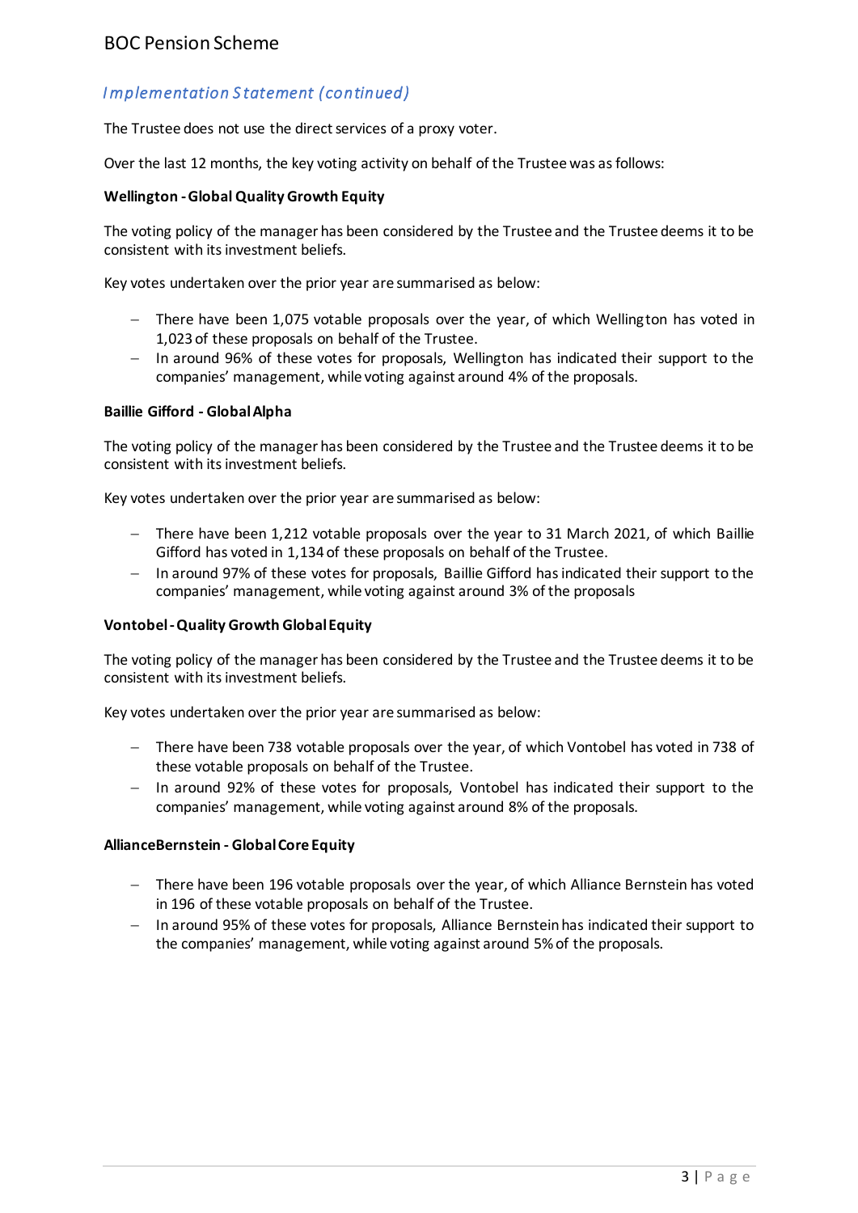## *Implementation Statement (continued)*

The Trustee does not use the direct services of a proxy voter.

Over the last 12 months, the key voting activity on behalf of the Trustee was as follows:

**Wellington - Global Quality Growth Equity**

The voting policy of the manager has been considered by the Trustee and the Trustee deems it to be consistent with its investment beliefs.

Key votes undertaken over the prior year are summarised as below:

- There have been 1,075 votable proposals over the year, of which Wellington has voted in 1,023 of these proposals on behalf of the Trustee.
- In around 96% of these votes for proposals, Wellington has indicated their support to the companies' management, while voting against around 4% of the proposals.

**Baillie Gifford - Global Alpha**

The voting policy of the manager has been considered by the Trustee and the Trustee deems it to be consistent with its investment beliefs.

Key votes undertaken over the prior year are summarised as below:

- There have been 1,212 votable proposals over the year to 31 March 2021, of which Baillie Gifford has voted in 1,134 of these proposals on behalf of the Trustee.
- In around 97% of these votes for proposals, Baillie Gifford has indicated their support to the companies' management, while voting against around 3% of the proposals

**Vontobel - Quality Growth Global Equity**

The voting policy of the manager has been considered by the Trustee and the Trustee deems it to be consistent with its investment beliefs.

Key votes undertaken over the prior year are summarised as below:

- There have been 738 votable proposals over the year, of which Vontobel has voted in 738 of these votable proposals on behalf of the Trustee.
- In around 92% of these votes for proposals, Vontobel has indicated their support to the companies' management, while voting against around 8% of the proposals.

**AllianceBernstein - Global Core Equity**

- There have been 196 votable proposals over the year, of which Alliance Bernstein has voted in 196 of these votable proposals on behalf of the Trustee.
- In around 95% of these votes for proposals, Alliance Bernstein has indicated their support to the companies' management, while voting against around 5% of the proposals.